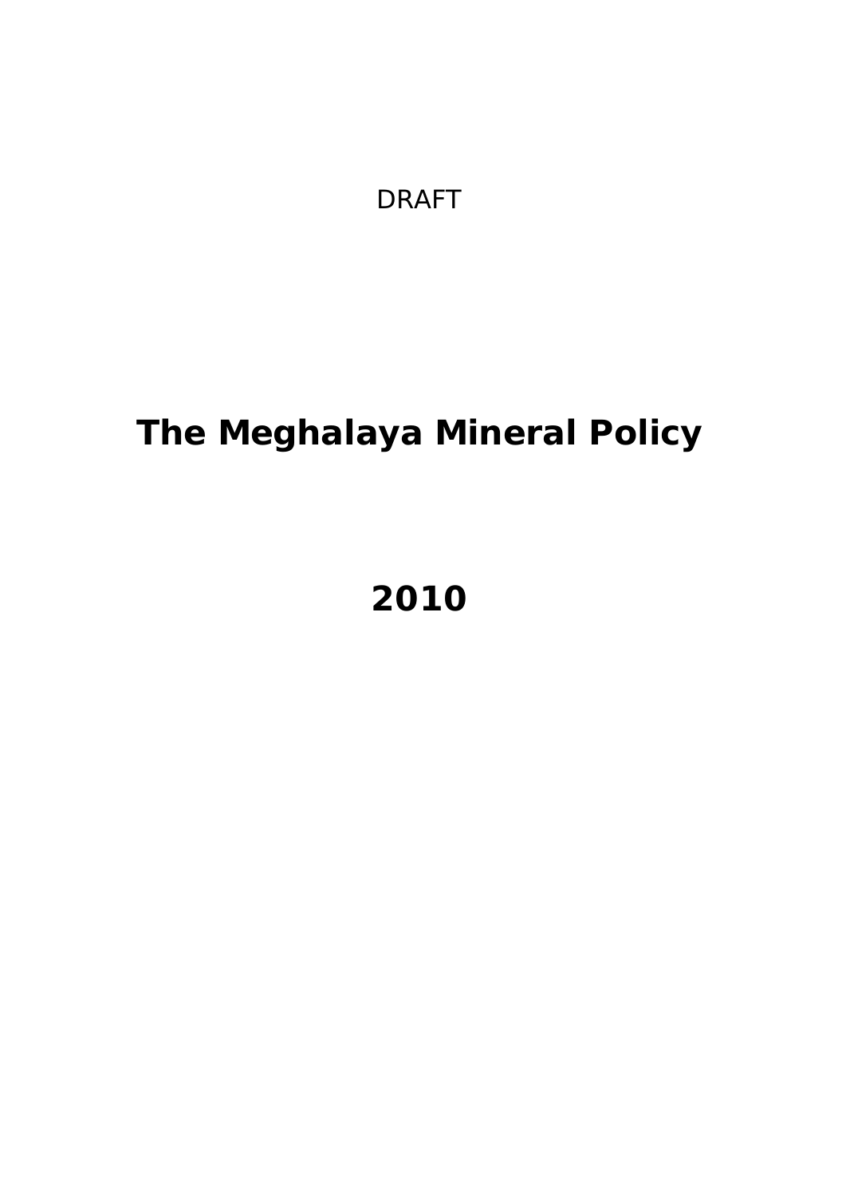DRAFT

# The Meghalaya Mineral Policy

# 2010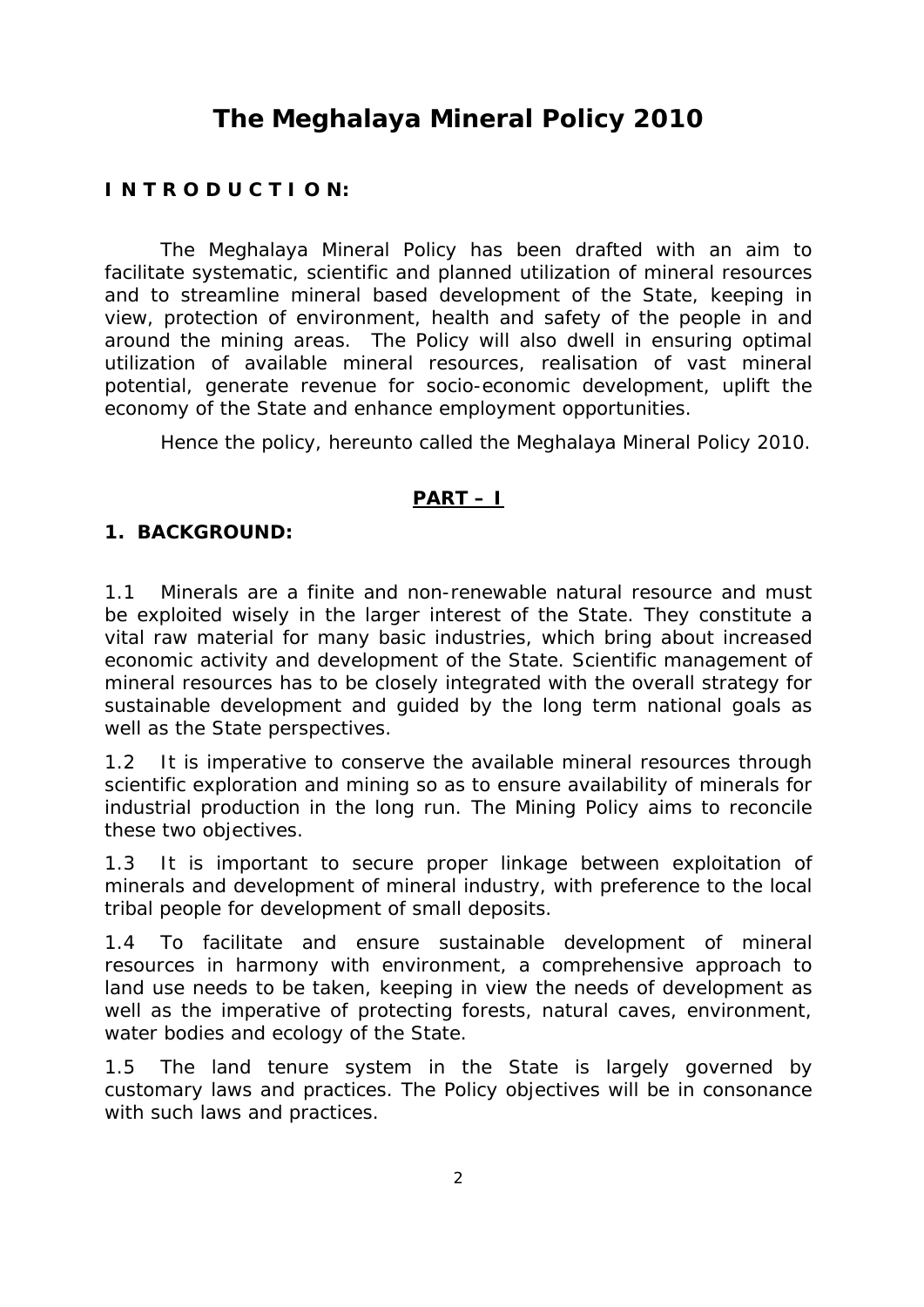# The Meghalaya Mineral Policy 2010

## INTRODUCTION:

The Meghalaya Mineral Policy has been drafted with an aim to facilitate systematic, scientific and planned utilization of mineral resources and to streamline mineral based development of the State, keeping in view, protection of environment, health and safety of the people in and around the mining areas. The Policy will also dwell in ensuring optimal utilization of available mineral resources, realisation of vast mineral potential, generate revenue for socio-economic development, uplift the economy of the State and enhance employment opportunities.

Hence the policy, hereunto called the Meghalaya Mineral Policy 2010.

## PART – I

### 1. BACKGROUND:

1.1 Minerals are a finite and non-renewable natural resource and must be exploited wisely in the larger interest of the State. They constitute a vital raw material for many basic industries, which bring about increased economic activity and development of the State. Scientific management of mineral resources has to be closely integrated with the overall strategy for sustainable development and guided by the long term national goals as well as the State perspectives.

1.2 It is imperative to conserve the available mineral resources through scientific exploration and mining so as to ensure availability of minerals for industrial production in the long run. The Mining Policy aims to reconcile these two objectives.

1.3 It is important to secure proper linkage between exploitation of minerals and development of mineral industry, with preference to the local tribal people for development of small deposits.

1.4 To facilitate and ensure sustainable development of mineral resources in harmony with environment, a comprehensive approach to land use needs to be taken, keeping in view the needs of development as well as the imperative of protecting forests, natural caves, environment, water bodies and ecology of the State.

1.5 The land tenure system in the State is largely governed by customary laws and practices. The Policy objectives will be in consonance with such laws and practices.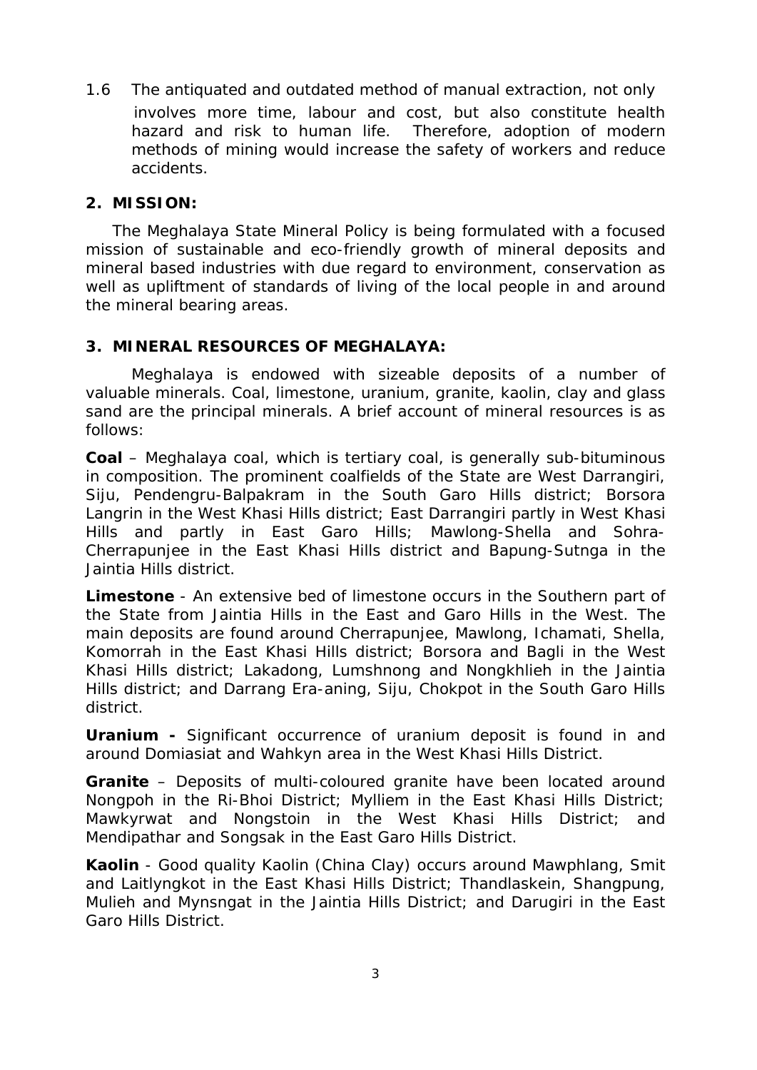1.6 The antiquated and outdated method of manual extraction, not only involves more time, labour and cost, but also constitute health hazard and risk to human life. Therefore, adoption of modern methods of mining would increase the safety of workers and reduce accidents.

## 2. MISSION:

The Meghalaya State Mineral Policy is being formulated with a focused mission of sustainable and eco-friendly growth of mineral deposits and mineral based industries with due regard to environment, conservation as well as upliftment of standards of living of the local people in and around the mineral bearing areas.

## 3. MINERAL RESOURCES OF MEGHALAYA:

Meghalaya is endowed with sizeable deposits of a number of valuable minerals. Coal, limestone, uranium, granite, kaolin, clay and glass sand are the principal minerals. A brief account of mineral resources is as follows:

**Coal** – Meghalaya coal, which is tertiary coal, is generally sub-bituminous in composition. The prominent coalfields of the State are West Darrangiri, Siju, Pendengru-Balpakram in the South Garo Hills district; Borsora Langrin in the West Khasi Hills district; East Darrangiri partly in West Khasi Hills and partly in East Garo Hills; Mawlong-Shella and Sohra-Cherrapunjee in the East Khasi Hills district and Bapung-Sutnga in the Jaintia Hills district.

**Limestone** - An extensive bed of limestone occurs in the Southern part of the State from Jaintia Hills in the East and Garo Hills in the West. The main deposits are found around Cherrapunjee, Mawlong, Ichamati, Shella, Komorrah in the East Khasi Hills district; Borsora and Bagli in the West Khasi Hills district; Lakadong, Lumshnong and Nongkhlieh in the Jaintia Hills district; and Darrang Era-aning, Siju, Chokpot in the South Garo Hills district.

**Uranium -** Significant occurrence of uranium deposit is found in and around Domiasiat and Wahkyn area in the West Khasi Hills District.

**Granite** – Deposits of multi-coloured granite have been located around Nongpoh in the Ri-Bhoi District; Mylliem in the East Khasi Hills District; Mawkyrwat and Nongstoin in the West Khasi Hills District; and Mendipathar and Songsak in the East Garo Hills District.

**Kaolin** - Good quality Kaolin (China Clay) occurs around Mawphlang, Smit and Laitlyngkot in the East Khasi Hills District; Thandlaskein, Shangpung, Mulieh and Mynsngat in the Jaintia Hills District; and Darugiri in the East Garo Hills District.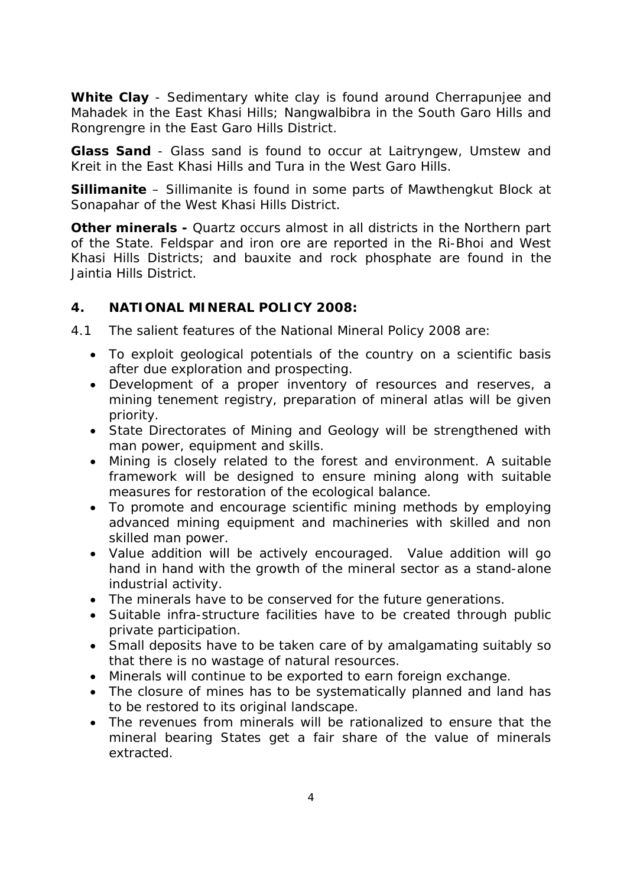**White Clay** - Sedimentary white clay is found around Cherrapunjee and Mahadek in the East Khasi Hills; Nangwalbibra in the South Garo Hills and Rongrengre in the East Garo Hills District.

**Glass Sand** - Glass sand is found to occur at Laitryngew, Umstew and Kreit in the East Khasi Hills and Tura in the West Garo Hills.

**Sillimanite** – Sillimanite is found in some parts of Mawthengkut Block at Sonapahar of the West Khasi Hills District.

**Other minerals -** Quartz occurs almost in all districts in the Northern part of the State. Feldspar and iron ore are reported in the Ri-Bhoi and West Khasi Hills Districts; and bauxite and rock phosphate are found in the Jaintia Hills District.

## 4. NATIONAL MINERAL POLICY 2008:

4.1 The salient features of the National Mineral Policy 2008 are:

- To exploit geological potentials of the country on a scientific basis after due exploration and prospecting.
- Development of a proper inventory of resources and reserves, a mining tenement registry, preparation of mineral atlas will be given priority.
- State Directorates of Mining and Geology will be strengthened with man power, equipment and skills.
- Mining is closely related to the forest and environment. A suitable framework will be designed to ensure mining along with suitable measures for restoration of the ecological balance.
- To promote and encourage scientific mining methods by employing advanced mining equipment and machineries with skilled and non skilled man power.
- Value addition will be actively encouraged. Value addition will go hand in hand with the growth of the mineral sector as a stand-alone industrial activity.
- The minerals have to be conserved for the future generations.
- Suitable infra-structure facilities have to be created through public private participation.
- Small deposits have to be taken care of by amalgamating suitably so that there is no wastage of natural resources.
- Minerals will continue to be exported to earn foreign exchange.
- The closure of mines has to be systematically planned and land has to be restored to its original landscape.
- The revenues from minerals will be rationalized to ensure that the mineral bearing States get a fair share of the value of minerals extracted.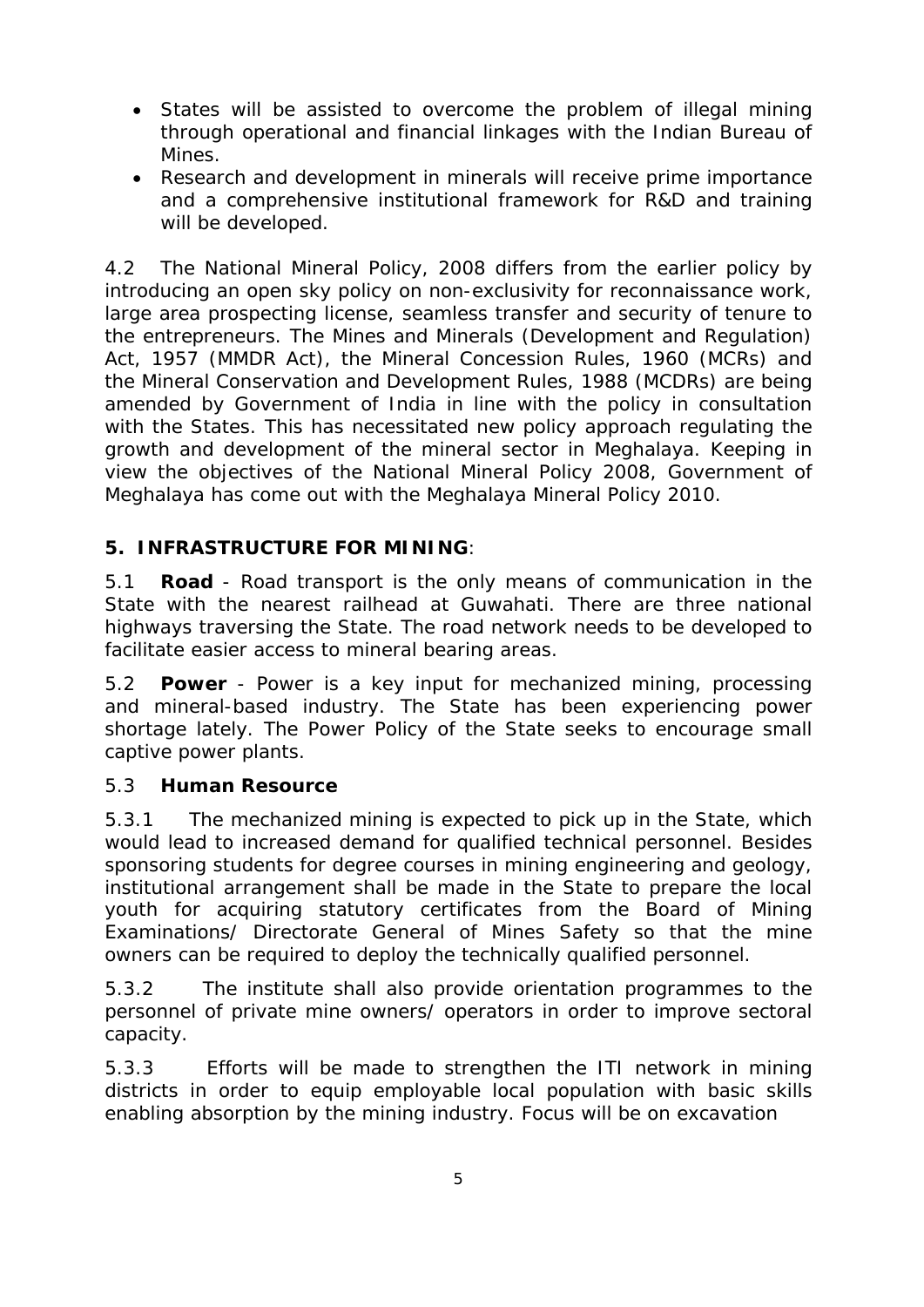- States will be assisted to overcome the problem of illegal mining through operational and financial linkages with the Indian Bureau of Mines.
- Research and development in minerals will receive prime importance and a comprehensive institutional framework for R&D and training will be developed.

4.2 The National Mineral Policy, 2008 differs from the earlier policy by introducing an open sky policy on non-exclusivity for reconnaissance work, large area prospecting license, seamless transfer and security of tenure to the entrepreneurs. The Mines and Minerals (Development and Regulation) Act, 1957 (MMDR Act), the Mineral Concession Rules, 1960 (MCRs) and the Mineral Conservation and Development Rules, 1988 (MCDRs) are being amended by Government of India in line with the policy in consultation with the States. This has necessitated new policy approach regulating the growth and development of the mineral sector in Meghalaya. Keeping in view the objectives of the National Mineral Policy 2008, Government of Meghalaya has come out with the Meghalaya Mineral Policy 2010.

## 5. INFRASTRUCTURE FOR MINING:

5.1 **Road** - Road transport is the only means of communication in the State with the nearest railhead at Guwahati. There are three national highways traversing the State. The road network needs to be developed to facilitate easier access to mineral bearing areas.

5.2 **Power** - Power is a key input for mechanized mining, processing and mineral-based industry. The State has been experiencing power shortage lately. The Power Policy of the State seeks to encourage small captive power plants.

5.3 **Human Resource**

5.3.1 The mechanized mining is expected to pick up in the State, which would lead to increased demand for qualified technical personnel. Besides sponsoring students for degree courses in mining engineering and geology, institutional arrangement shall be made in the State to prepare the local youth for acquiring statutory certificates from the Board of Mining Examinations/ Directorate General of Mines Safety so that the mine owners can be required to deploy the technically qualified personnel.

5.3.2 The institute shall also provide orientation programmes to the personnel of private mine owners/ operators in order to improve sectoral capacity.

5.3.3 Efforts will be made to strengthen the ITI network in mining districts in order to equip employable local population with basic skills enabling absorption by the mining industry. Focus will be on excavation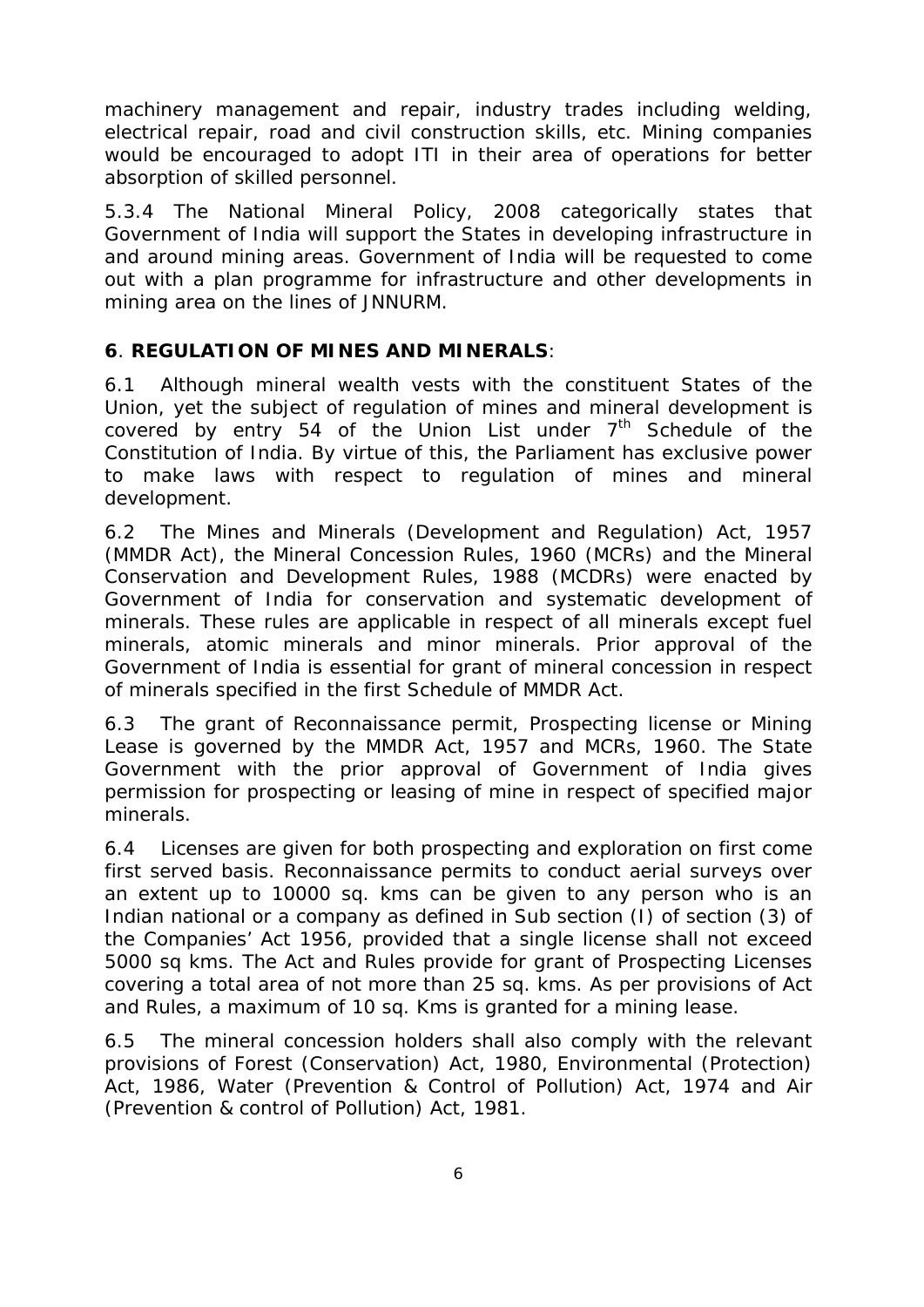machinery management and repair, industry trades including welding, electrical repair, road and civil construction skills, etc. Mining companies would be encouraged to adopt ITI in their area of operations for better absorption of skilled personnel.

5.3.4 The National Mineral Policy, 2008 categorically states that Government of India will support the States in developing infrastructure in and around mining areas. Government of India will be requested to come out with a plan programme for infrastructure and other developments in mining area on the lines of JNNURM.

## 6. REGULATION OF MINES AND MINERALS:

6.1 Although mineral wealth vests with the constituent States of the Union, yet the subject of regulation of mines and mineral development is covered by entry 54 of the Union List under 7th Schedule of the Constitution of India. By virtue of this, the Parliament has exclusive power to make laws with respect to regulation of mines and mineral development.

6.2 The Mines and Minerals (Development and Regulation) Act, 1957 (MMDR Act), the Mineral Concession Rules, 1960 (MCRs) and the Mineral Conservation and Development Rules, 1988 (MCDRs) were enacted by Government of India for conservation and systematic development of minerals. These rules are applicable in respect of all minerals except fuel minerals, atomic minerals and minor minerals. Prior approval of the Government of India is essential for grant of mineral concession in respect of minerals specified in the first Schedule of MMDR Act.

6.3 The grant of Reconnaissance permit, Prospecting license or Mining Lease is governed by the MMDR Act, 1957 and MCRs, 1960. The State Government with the prior approval of Government of India gives permission for prospecting or leasing of mine in respect of specified major minerals.

6.4 Licenses are given for both prospecting and exploration on first come first served basis. Reconnaissance permits to conduct aerial surveys over an extent up to 10000 sq. kms can be given to any person who is an Indian national or a company as defined in Sub section (I) of section (3) of the Companies' Act 1956, provided that a single license shall not exceed 5000 sq kms. The Act and Rules provide for grant of Prospecting Licenses covering a total area of not more than 25 sq. kms. As per provisions of Act and Rules, a maximum of 10 sq. Kms is granted for a mining lease.

6.5 The mineral concession holders shall also comply with the relevant provisions of Forest (Conservation) Act, 1980, Environmental (Protection) Act, 1986, Water (Prevention & Control of Pollution) Act, 1974 and Air (Prevention & control of Pollution) Act, 1981.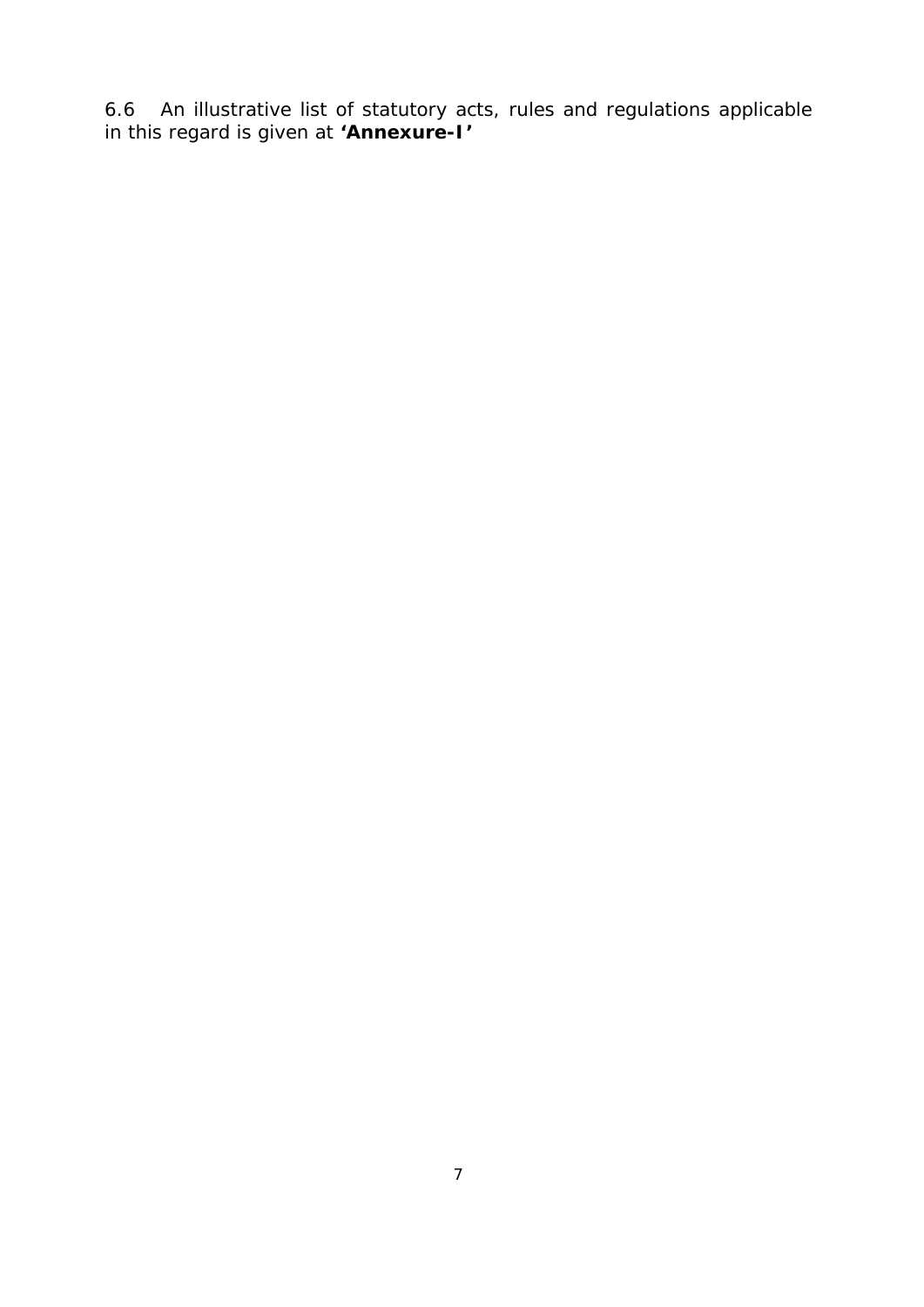6.6 An illustrative list of statutory acts, rules and regulations applicable in this regard is given at **'Annexure-I'**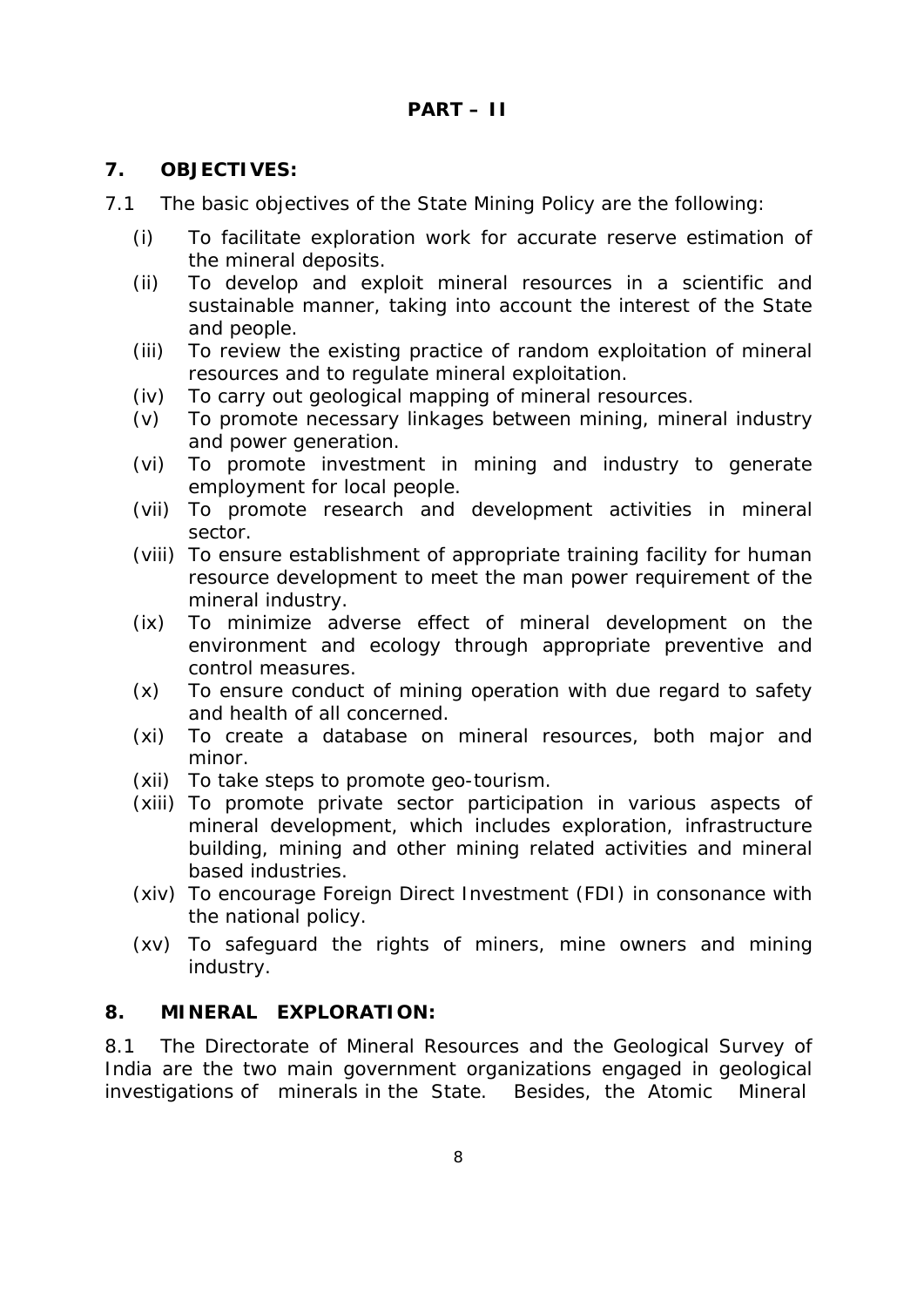## PART – II

### 7. OBJECTIVES:

7.1 The basic objectives of the State Mining Policy are the following:

- (i) To facilitate exploration work for accurate reserve estimation of the mineral deposits.
- (ii) To develop and exploit mineral resources in a scientific and sustainable manner, taking into account the interest of the State and people.
- (iii) To review the existing practice of random exploitation of mineral resources and to regulate mineral exploitation.
- (iv) To carry out geological mapping of mineral resources.
- (v) To promote necessary linkages between mining, mineral industry and power generation.
- (vi) To promote investment in mining and industry to generate employment for local people.
- (vii) To promote research and development activities in mineral sector.
- (viii) To ensure establishment of appropriate training facility for human resource development to meet the man power requirement of the mineral industry.
- (ix) To minimize adverse effect of mineral development on the environment and ecology through appropriate preventive and control measures.
- (x) To ensure conduct of mining operation with due regard to safety and health of all concerned.
- (xi) To create a database on mineral resources, both major and minor.
- (xii) To take steps to promote geo-tourism.
- (xiii) To promote private sector participation in various aspects of mineral development, which includes exploration, infrastructure building, mining and other mining related activities and mineral based industries.
- (xiv) To encourage Foreign Direct Investment (FDI) in consonance with the national policy.
- (xv) To safeguard the rights of miners, mine owners and mining industry.

### 8. MINERAL EXPLORATION:

8.1 The Directorate of Mineral Resources and the Geological Survey of India are the two main government organizations engaged in geological investigations of minerals in the State. Besides, the Atomic Mineral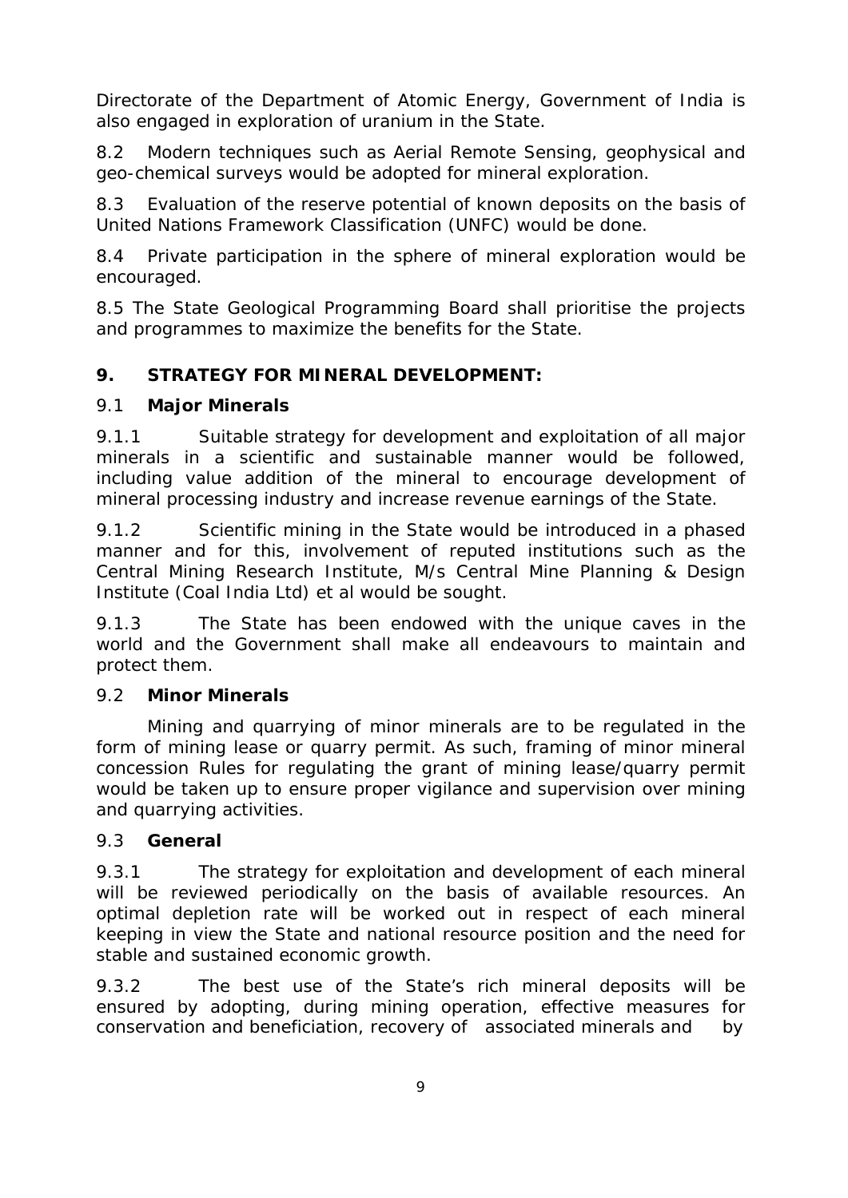Directorate of the Department of Atomic Energy, Government of India is also engaged in exploration of uranium in the State.

8.2 Modern techniques such as Aerial Remote Sensing, geophysical and geo-chemical surveys would be adopted for mineral exploration.

8.3 Evaluation of the reserve potential of known deposits on the basis of United Nations Framework Classification (UNFC) would be done.

8.4 Private participation in the sphere of mineral exploration would be encouraged.

8.5 The State Geological Programming Board shall prioritise the projects and programmes to maximize the benefits for the State.

## 9. STRATEGY FOR MINERAL DEVELOPMENT:

### 9.1 Major Minerals

9.1.1 Suitable strategy for development and exploitation of all major minerals in a scientific and sustainable manner would be followed, including value addition of the mineral to encourage development of mineral processing industry and increase revenue earnings of the State.

9.1.2 Scientific mining in the State would be introduced in a phased manner and for this, involvement of reputed institutions such as the Central Mining Research Institute, M/s Central Mine Planning & Design Institute (Coal India Ltd) et al would be sought.

9.1.3 The State has been endowed with the unique caves in the world and the Government shall make all endeavours to maintain and protect them.

### 9.2 Minor Minerals

Mining and quarrying of minor minerals are to be regulated in the form of mining lease or quarry permit. As such, framing of minor mineral concession Rules for regulating the grant of mining lease/quarry permit would be taken up to ensure proper vigilance and supervision over mining and quarrying activities.

### 9.3 General

9.3.1 The strategy for exploitation and development of each mineral will be reviewed periodically on the basis of available resources. An optimal depletion rate will be worked out in respect of each mineral keeping in view the State and national resource position and the need for stable and sustained economic growth.

9.3.2 The best use of the State's rich mineral deposits will be ensured by adopting, during mining operation, effective measures for conservation and beneficiation, recovery of associated minerals and by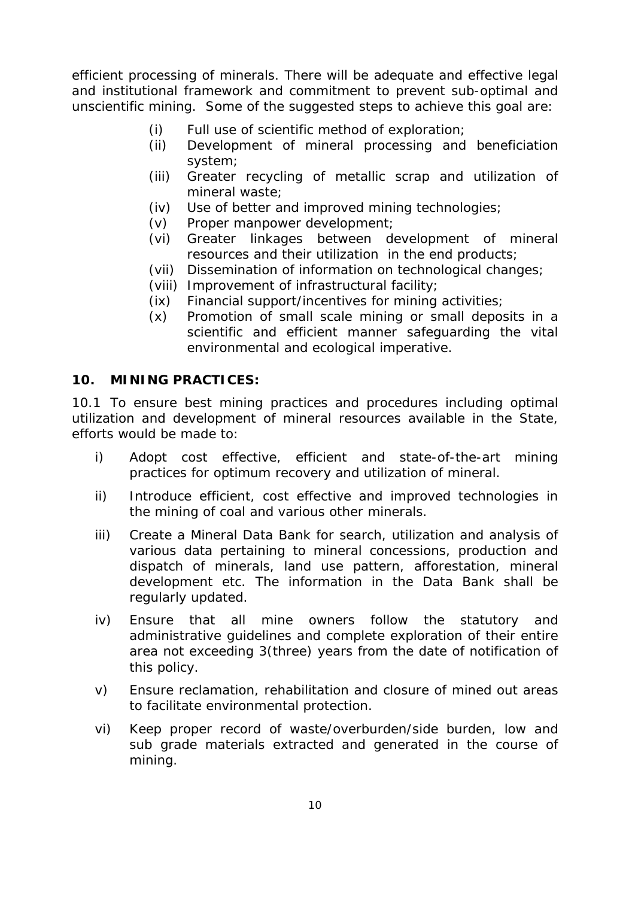efficient processing of minerals. There will be adequate and effective legal and institutional framework and commitment to prevent sub-optimal and unscientific mining. Some of the suggested steps to achieve this goal are:

(i) Full use of scientific method of exploration;
(ii) Development of mineral processing and beneficiation system;
(iii) Greater recycling of metallic scrap and utilization of mineral waste;
(iv) Use of better and improved mining technologies;
(v) Proper manpower development;
(vi) Greater linkages between development of mineral resources and their utilization in the end products;
(vii) Dissemination of information on technological changes;
(viii) Improvement of infrastructural facility;
(ix) Financial support/incentives for mining activities;
(x) Promotion of small scale mining or small deposits in a scientific and efficient manner safeguarding the vital environmental and ecological imperative.

## 10. MINING PRACTICES:

10.1 To ensure best mining practices and procedures including optimal utilization and development of mineral resources available in the State, efforts would be made to:

i) Adopt cost effective, efficient and state-of-the-art mining practices for optimum recovery and utilization of mineral.

ii) Introduce efficient, cost effective and improved technologies in the mining of coal and various other minerals.

iii) Create a Mineral Data Bank for search, utilization and analysis of various data pertaining to mineral concessions, production and dispatch of minerals, land use pattern, afforestation, mineral development etc. The information in the Data Bank shall be regularly updated.

iv) Ensure that all mine owners follow the statutory and administrative guidelines and complete exploration of their entire area not exceeding 3(three) years from the date of notification of this policy.

v) Ensure reclamation, rehabilitation and closure of mined out areas to facilitate environmental protection.

vi) Keep proper record of waste/overburden/side burden, low and sub grade materials extracted and generated in the course of mining.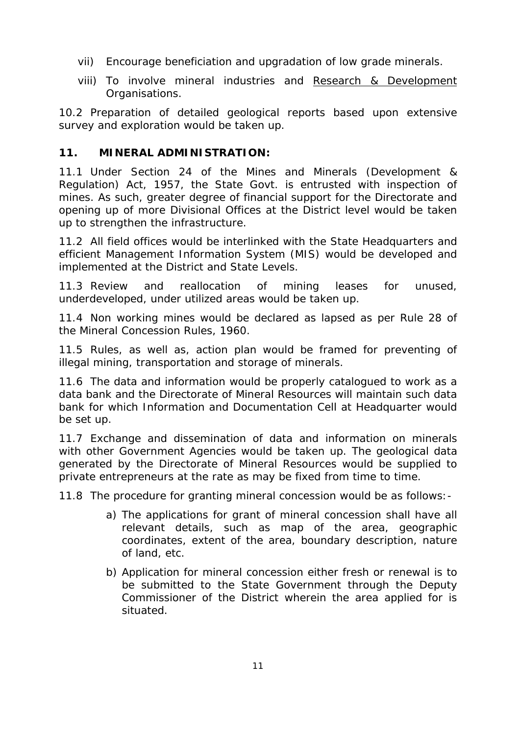vii) Encourage beneficiation and upgradation of low grade minerals.

viii) To involve mineral industries and <u>Research & Development</u> Organisations.

10.2 Preparation of detailed geological reports based upon extensive survey and exploration would be taken up.

## 11. MINERAL ADMINISTRATION:

11.1 Under Section 24 of the Mines and Minerals (Development & Regulation) Act, 1957, the State Govt. is entrusted with inspection of mines. As such, greater degree of financial support for the Directorate and opening up of more Divisional Offices at the District level would be taken up to strengthen the infrastructure.

11.2 All field offices would be interlinked with the State Headquarters and efficient Management Information System (MIS) would be developed and implemented at the District and State Levels.

11.3 Review and reallocation of mining leases for unused, underdeveloped, under utilized areas would be taken up.

11.4 Non working mines would be declared as lapsed as per Rule 28 of the Mineral Concession Rules, 1960.

11.5 Rules, as well as, action plan would be framed for preventing of illegal mining, transportation and storage of minerals.

11.6 The data and information would be properly catalogued to work as a data bank and the Directorate of Mineral Resources will maintain such data bank for which Information and Documentation Cell at Headquarter would be set up.

11.7 Exchange and dissemination of data and information on minerals with other Government Agencies would be taken up. The geological data generated by the Directorate of Mineral Resources would be supplied to private entrepreneurs at the rate as may be fixed from time to time.

11.8 The procedure for granting mineral concession would be as follows:-

a) The applications for grant of mineral concession shall have all relevant details, such as map of the area, geographic coordinates, extent of the area, boundary description, nature of land, etc.

b) Application for mineral concession either fresh or renewal is to be submitted to the State Government through the Deputy Commissioner of the District wherein the area applied for is situated.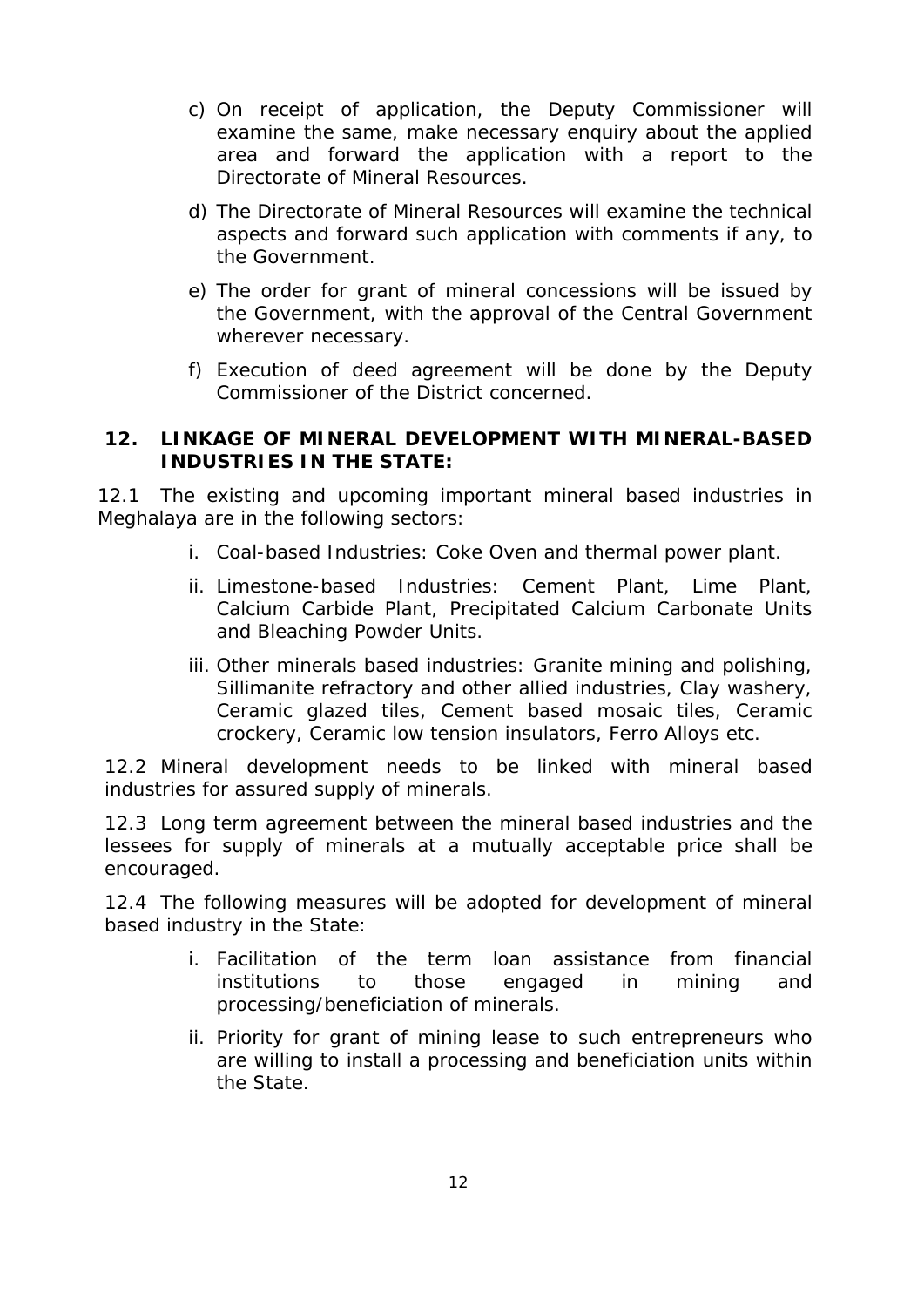c) On receipt of application, the Deputy Commissioner will examine the same, make necessary enquiry about the applied area and forward the application with a report to the Directorate of Mineral Resources.

d) The Directorate of Mineral Resources will examine the technical aspects and forward such application with comments if any, to the Government.

e) The order for grant of mineral concessions will be issued by the Government, with the approval of the Central Government wherever necessary.

f) Execution of deed agreement will be done by the Deputy Commissioner of the District concerned.

## 12. LINKAGE OF MINERAL DEVELOPMENT WITH MINERAL-BASED INDUSTRIES IN THE STATE:

12.1 The existing and upcoming important mineral based industries in Meghalaya are in the following sectors:

i. Coal-based Industries: Coke Oven and thermal power plant.

ii. Limestone-based Industries: Cement Plant, Lime Plant, Calcium Carbide Plant, Precipitated Calcium Carbonate Units and Bleaching Powder Units.

iii. Other minerals based industries: Granite mining and polishing, Sillimanite refractory and other allied industries, Clay washery, Ceramic glazed tiles, Cement based mosaic tiles, Ceramic crockery, Ceramic low tension insulators, Ferro Alloys etc.

12.2 Mineral development needs to be linked with mineral based industries for assured supply of minerals.

12.3 Long term agreement between the mineral based industries and the lessees for supply of minerals at a mutually acceptable price shall be encouraged.

12.4 The following measures will be adopted for development of mineral based industry in the State:

i. Facilitation of the term loan assistance from financial institutions to those engaged in mining and processing/beneficiation of minerals.

ii. Priority for grant of mining lease to such entrepreneurs who are willing to install a processing and beneficiation units within the State.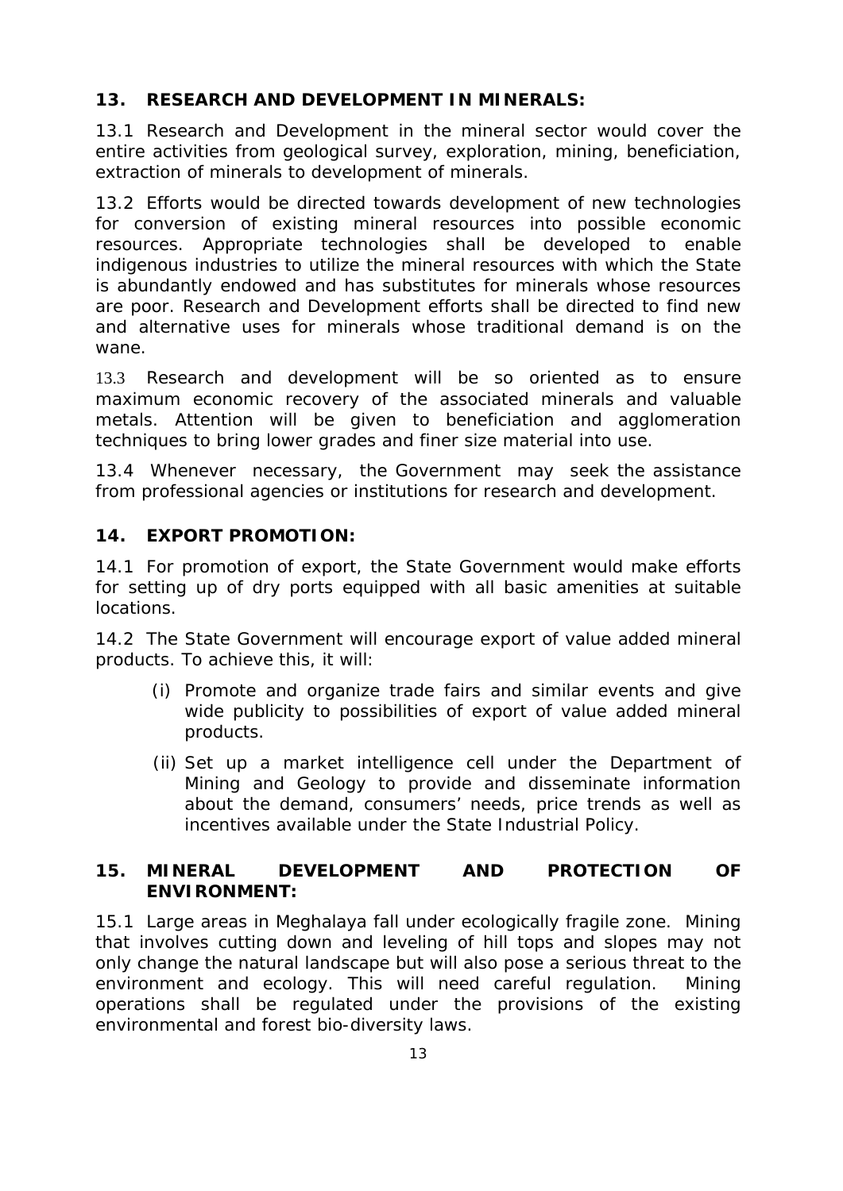## 13. RESEARCH AND DEVELOPMENT IN MINERALS:

13.1 Research and Development in the mineral sector would cover the entire activities from geological survey, exploration, mining, beneficiation, extraction of minerals to development of minerals.

13.2 Efforts would be directed towards development of new technologies for conversion of existing mineral resources into possible economic resources. Appropriate technologies shall be developed to enable indigenous industries to utilize the mineral resources with which the State is abundantly endowed and has substitutes for minerals whose resources are poor. Research and Development efforts shall be directed to find new and alternative uses for minerals whose traditional demand is on the wane.

13.3 Research and development will be so oriented as to ensure maximum economic recovery of the associated minerals and valuable metals. Attention will be given to beneficiation and agglomeration techniques to bring lower grades and finer size material into use.

13.4 Whenever necessary, the Government may seek the assistance from professional agencies or institutions for research and development.

## 14. EXPORT PROMOTION:

14.1 For promotion of export, the State Government would make efforts for setting up of dry ports equipped with all basic amenities at suitable locations.

14.2 The State Government will encourage export of value added mineral products. To achieve this, it will:

(i) Promote and organize trade fairs and similar events and give wide publicity to possibilities of export of value added mineral products.

(ii) Set up a market intelligence cell under the Department of Mining and Geology to provide and disseminate information about the demand, consumers' needs, price trends as well as incentives available under the State Industrial Policy.

## 15. MINERAL DEVELOPMENT AND PROTECTION OF ENVIRONMENT:

15.1 Large areas in Meghalaya fall under ecologically fragile zone. Mining that involves cutting down and leveling of hill tops and slopes may not only change the natural landscape but will also pose a serious threat to the environment and ecology. This will need careful regulation. Mining operations shall be regulated under the provisions of the existing environmental and forest bio-diversity laws.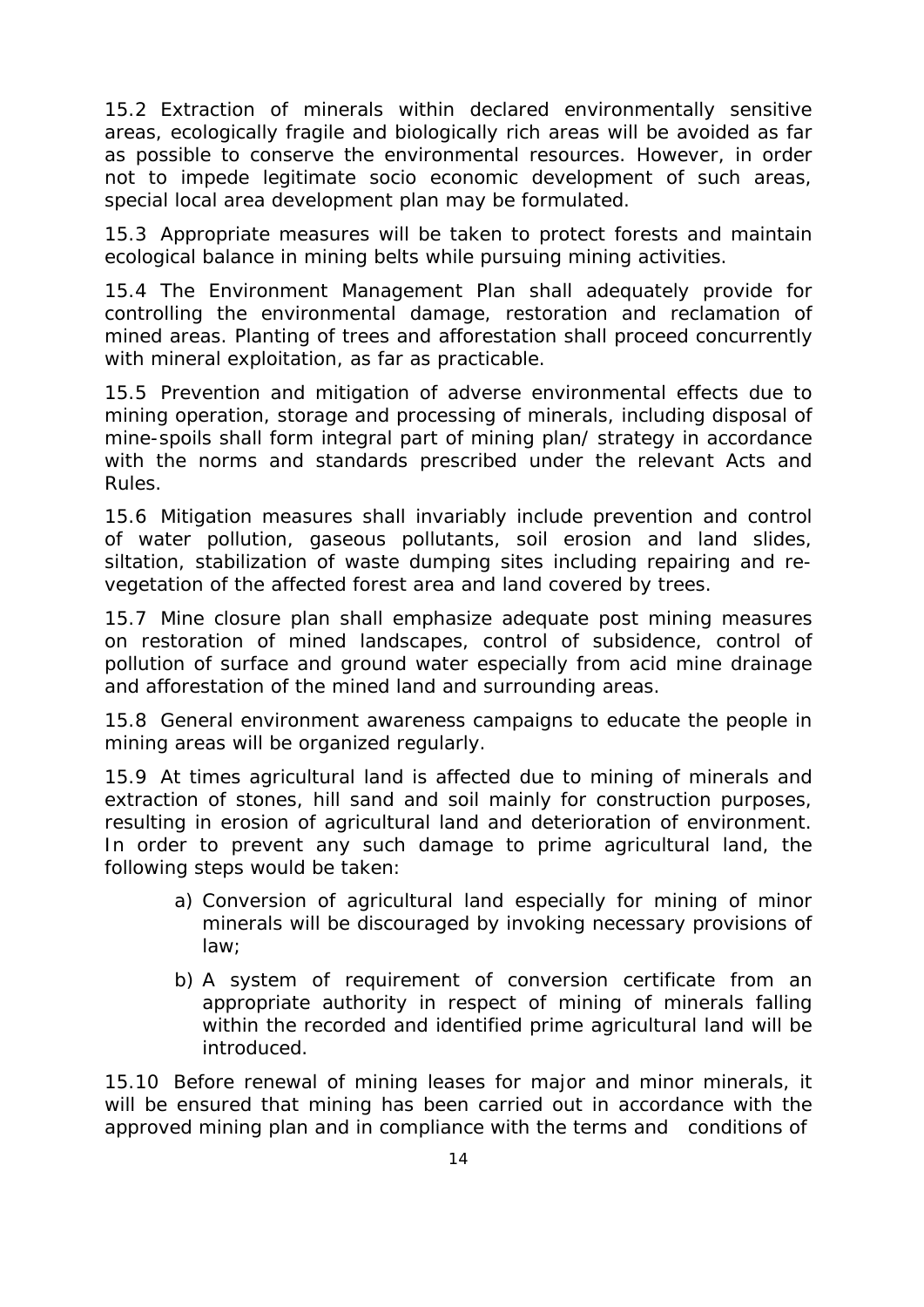15.2 Extraction of minerals within declared environmentally sensitive areas, ecologically fragile and biologically rich areas will be avoided as far as possible to conserve the environmental resources. However, in order not to impede legitimate socio economic development of such areas, special local area development plan may be formulated.

15.3 Appropriate measures will be taken to protect forests and maintain ecological balance in mining belts while pursuing mining activities.

15.4 The Environment Management Plan shall adequately provide for controlling the environmental damage, restoration and reclamation of mined areas. Planting of trees and afforestation shall proceed concurrently with mineral exploitation, as far as practicable.

15.5 Prevention and mitigation of adverse environmental effects due to mining operation, storage and processing of minerals, including disposal of mine-spoils shall form integral part of mining plan/ strategy in accordance with the norms and standards prescribed under the relevant Acts and Rules.

15.6 Mitigation measures shall invariably include prevention and control of water pollution, gaseous pollutants, soil erosion and land slides, siltation, stabilization of waste dumping sites including repairing and re-vegetation of the affected forest area and land covered by trees.

15.7 Mine closure plan shall emphasize adequate post mining measures on restoration of mined landscapes, control of subsidence, control of pollution of surface and ground water especially from acid mine drainage and afforestation of the mined land and surrounding areas.

15.8 General environment awareness campaigns to educate the people in mining areas will be organized regularly.

15.9 At times agricultural land is affected due to mining of minerals and extraction of stones, hill sand and soil mainly for construction purposes, resulting in erosion of agricultural land and deterioration of environment. In order to prevent any such damage to prime agricultural land, the following steps would be taken:

a) Conversion of agricultural land especially for mining of minor minerals will be discouraged by invoking necessary provisions of law;

b) A system of requirement of conversion certificate from an appropriate authority in respect of mining of minerals falling within the recorded and identified prime agricultural land will be introduced.

15.10 Before renewal of mining leases for major and minor minerals, it will be ensured that mining has been carried out in accordance with the approved mining plan and in compliance with the terms and conditions of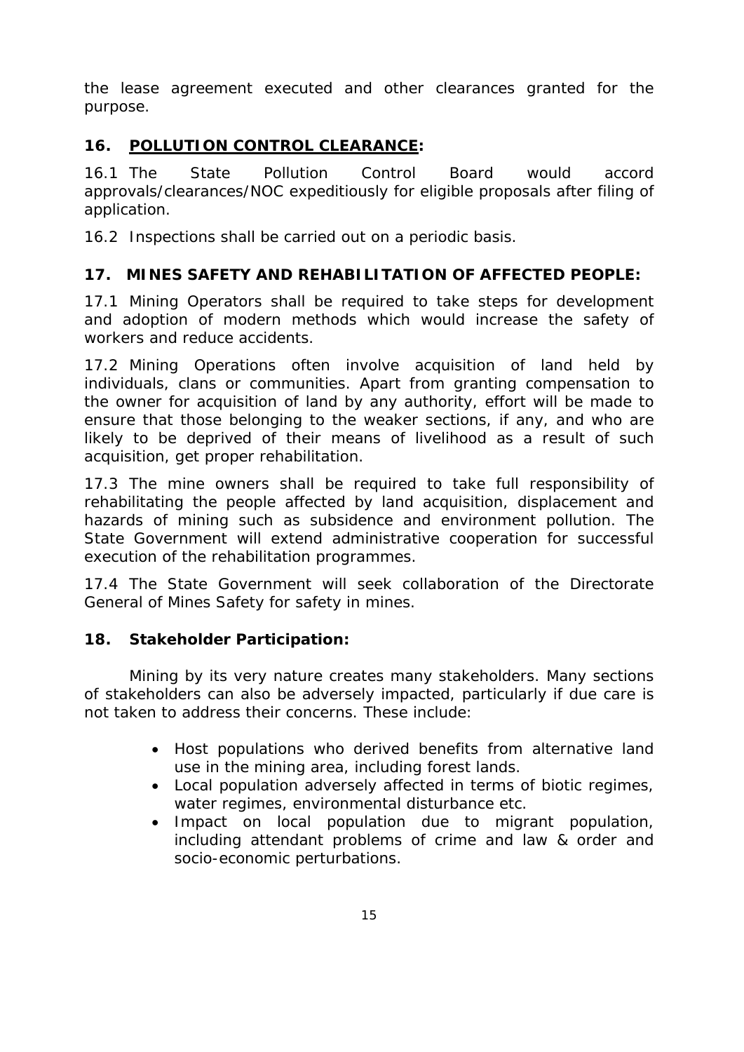the lease agreement executed and other clearances granted for the purpose.

## 16. **POLLUTION CONTROL CLEARANCE:**

16.1 The State Pollution Control Board would accord approvals/clearances/NOC expeditiously for eligible proposals after filing of application.

16.2 Inspections shall be carried out on a periodic basis.

## 17. MINES SAFETY AND REHABILITATION OF AFFECTED PEOPLE:

17.1 Mining Operators shall be required to take steps for development and adoption of modern methods which would increase the safety of workers and reduce accidents.

17.2 Mining Operations often involve acquisition of land held by individuals, clans or communities. Apart from granting compensation to the owner for acquisition of land by any authority, effort will be made to ensure that those belonging to the weaker sections, if any, and who are likely to be deprived of their means of livelihood as a result of such acquisition, get proper rehabilitation.

17.3 The mine owners shall be required to take full responsibility of rehabilitating the people affected by land acquisition, displacement and hazards of mining such as subsidence and environment pollution. The State Government will extend administrative cooperation for successful execution of the rehabilitation programmes.

17.4 The State Government will seek collaboration of the Directorate General of Mines Safety for safety in mines.

## 18. Stakeholder Participation:

Mining by its very nature creates many stakeholders. Many sections of stakeholders can also be adversely impacted, particularly if due care is not taken to address their concerns. These include:

- Host populations who derived benefits from alternative land use in the mining area, including forest lands.
- Local population adversely affected in terms of biotic regimes, water regimes, environmental disturbance etc.
- Impact on local population due to migrant population, including attendant problems of crime and law & order and socio-economic perturbations.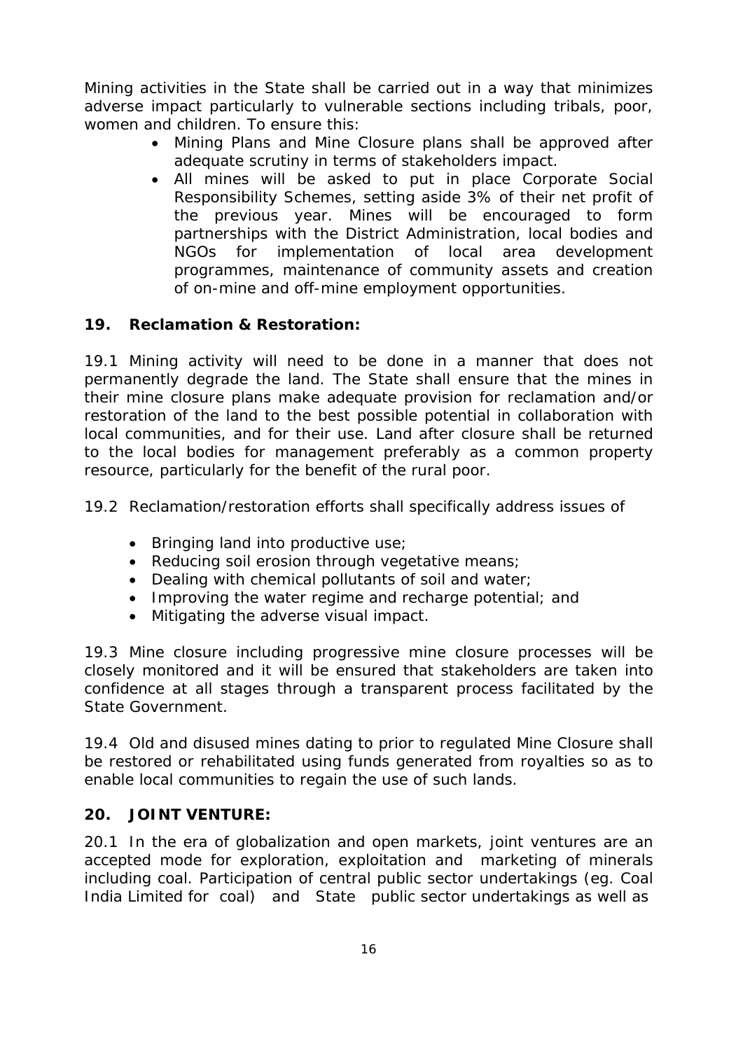Mining activities in the State shall be carried out in a way that minimizes adverse impact particularly to vulnerable sections including tribals, poor, women and children. To ensure this:

- Mining Plans and Mine Closure plans shall be approved after adequate scrutiny in terms of stakeholders impact.
- All mines will be asked to put in place Corporate Social Responsibility Schemes, setting aside 3% of their net profit of the previous year. Mines will be encouraged to form partnerships with the District Administration, local bodies and NGOs for implementation of local area development programmes, maintenance of community assets and creation of on-mine and off-mine employment opportunities.

## 19. Reclamation & Restoration:

19.1 Mining activity will need to be done in a manner that does not permanently degrade the land. The State shall ensure that the mines in their mine closure plans make adequate provision for reclamation and/or restoration of the land to the best possible potential in collaboration with local communities, and for their use. Land after closure shall be returned to the local bodies for management preferably as a common property resource, particularly for the benefit of the rural poor.

19.2 Reclamation/restoration efforts shall specifically address issues of

- Bringing land into productive use;
- Reducing soil erosion through vegetative means;
- Dealing with chemical pollutants of soil and water;
- Improving the water regime and recharge potential; and
- Mitigating the adverse visual impact.

19.3 Mine closure including progressive mine closure processes will be closely monitored and it will be ensured that stakeholders are taken into confidence at all stages through a transparent process facilitated by the State Government.

19.4 Old and disused mines dating to prior to regulated Mine Closure shall be restored or rehabilitated using funds generated from royalties so as to enable local communities to regain the use of such lands.

## 20. JOINT VENTURE:

20.1 In the era of globalization and open markets, joint ventures are an accepted mode for exploration, exploitation and marketing of minerals including coal. Participation of central public sector undertakings (eg. Coal India Limited for coal) and State public sector undertakings as well as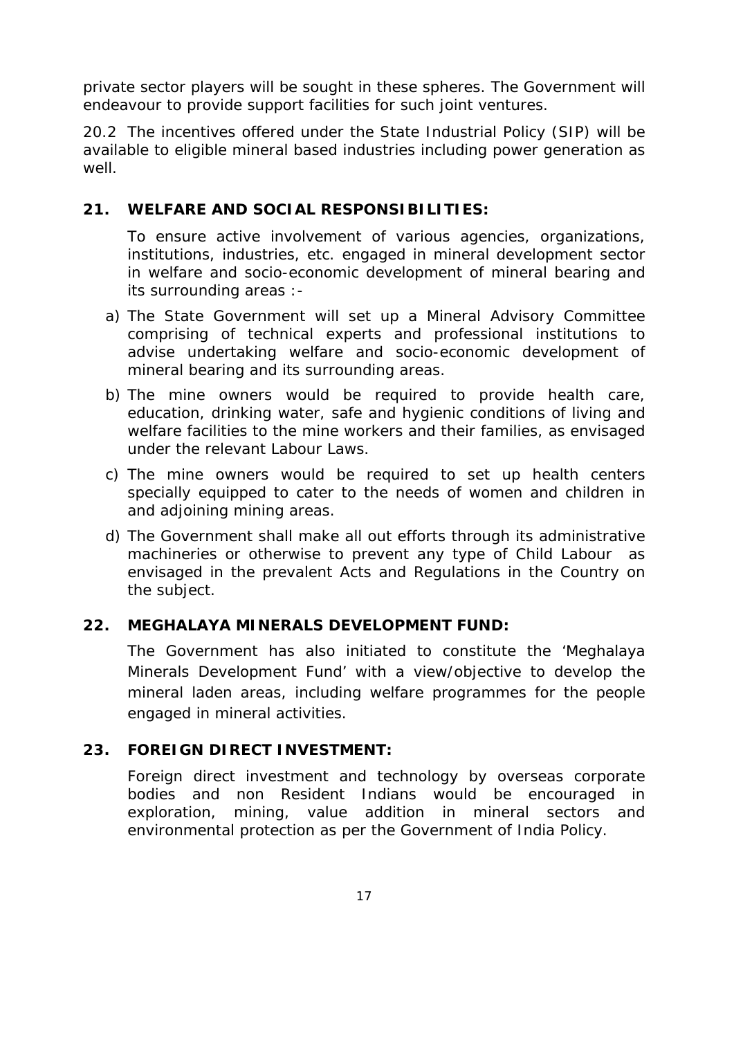private sector players will be sought in these spheres. The Government will endeavour to provide support facilities for such joint ventures.

20.2 The incentives offered under the State Industrial Policy (SIP) will be available to eligible mineral based industries including power generation as well.

## 21. WELFARE AND SOCIAL RESPONSIBILITIES:

To ensure active involvement of various agencies, organizations, institutions, industries, etc. engaged in mineral development sector in welfare and socio-economic development of mineral bearing and its surrounding areas :-

a) The State Government will set up a Mineral Advisory Committee comprising of technical experts and professional institutions to advise undertaking welfare and socio-economic development of mineral bearing and its surrounding areas.

b) The mine owners would be required to provide health care, education, drinking water, safe and hygienic conditions of living and welfare facilities to the mine workers and their families, as envisaged under the relevant Labour Laws.

c) The mine owners would be required to set up health centers specially equipped to cater to the needs of women and children in and adjoining mining areas.

d) The Government shall make all out efforts through its administrative machineries or otherwise to prevent any type of Child Labour as envisaged in the prevalent Acts and Regulations in the Country on the subject.

## 22. MEGHALAYA MINERALS DEVELOPMENT FUND:

The Government has also initiated to constitute the 'Meghalaya Minerals Development Fund' with a view/objective to develop the mineral laden areas, including welfare programmes for the people engaged in mineral activities.

## 23. FOREIGN DIRECT INVESTMENT:

Foreign direct investment and technology by overseas corporate bodies and non Resident Indians would be encouraged in exploration, mining, value addition in mineral sectors and environmental protection as per the Government of India Policy.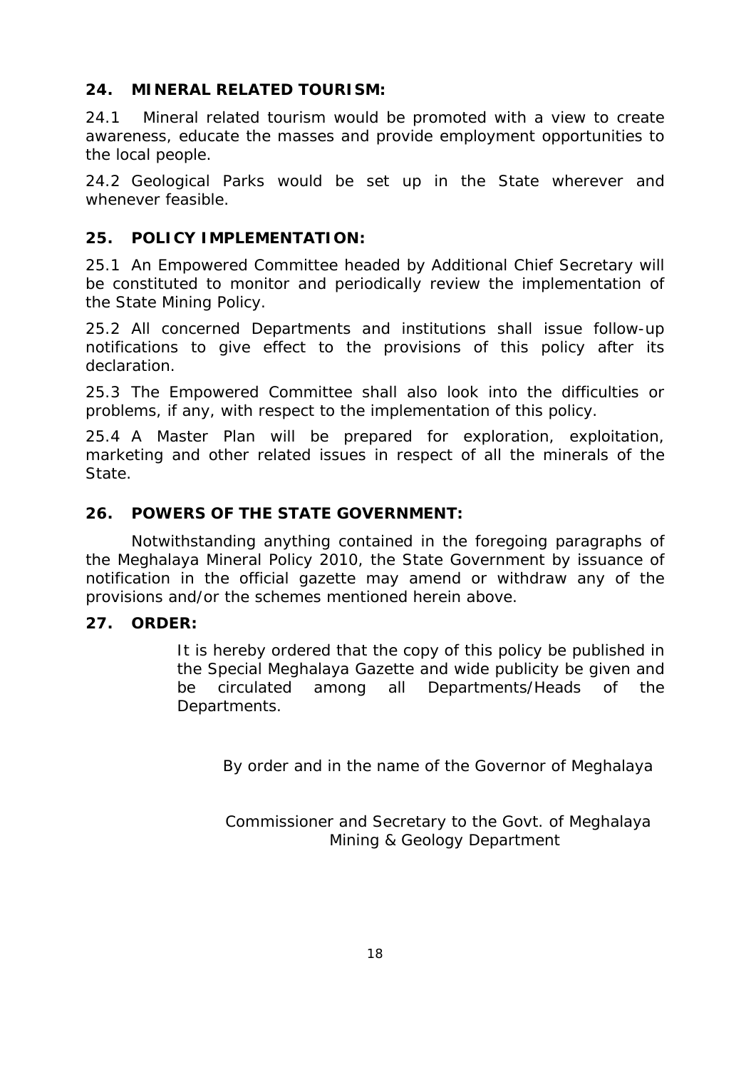## 24. MINERAL RELATED TOURISM:

24.1 Mineral related tourism would be promoted with a view to create awareness, educate the masses and provide employment opportunities to the local people.

24.2 Geological Parks would be set up in the State wherever and whenever feasible.

## 25. POLICY IMPLEMENTATION:

25.1 An Empowered Committee headed by Additional Chief Secretary will be constituted to monitor and periodically review the implementation of the State Mining Policy.

25.2 All concerned Departments and institutions shall issue follow-up notifications to give effect to the provisions of this policy after its declaration.

25.3 The Empowered Committee shall also look into the difficulties or problems, if any, with respect to the implementation of this policy.

25.4 A Master Plan will be prepared for exploration, exploitation, marketing and other related issues in respect of all the minerals of the State.

## 26. POWERS OF THE STATE GOVERNMENT:

Notwithstanding anything contained in the foregoing paragraphs of the Meghalaya Mineral Policy 2010, the State Government by issuance of notification in the official gazette may amend or withdraw any of the provisions and/or the schemes mentioned herein above.

## 27. ORDER:

It is hereby ordered that the copy of this policy be published in the Special Meghalaya Gazette and wide publicity be given and be circulated among all Departments/Heads of the Departments.

By order and in the name of the Governor of Meghalaya

Commissioner and Secretary to the Govt. of Meghalaya
Mining & Geology Department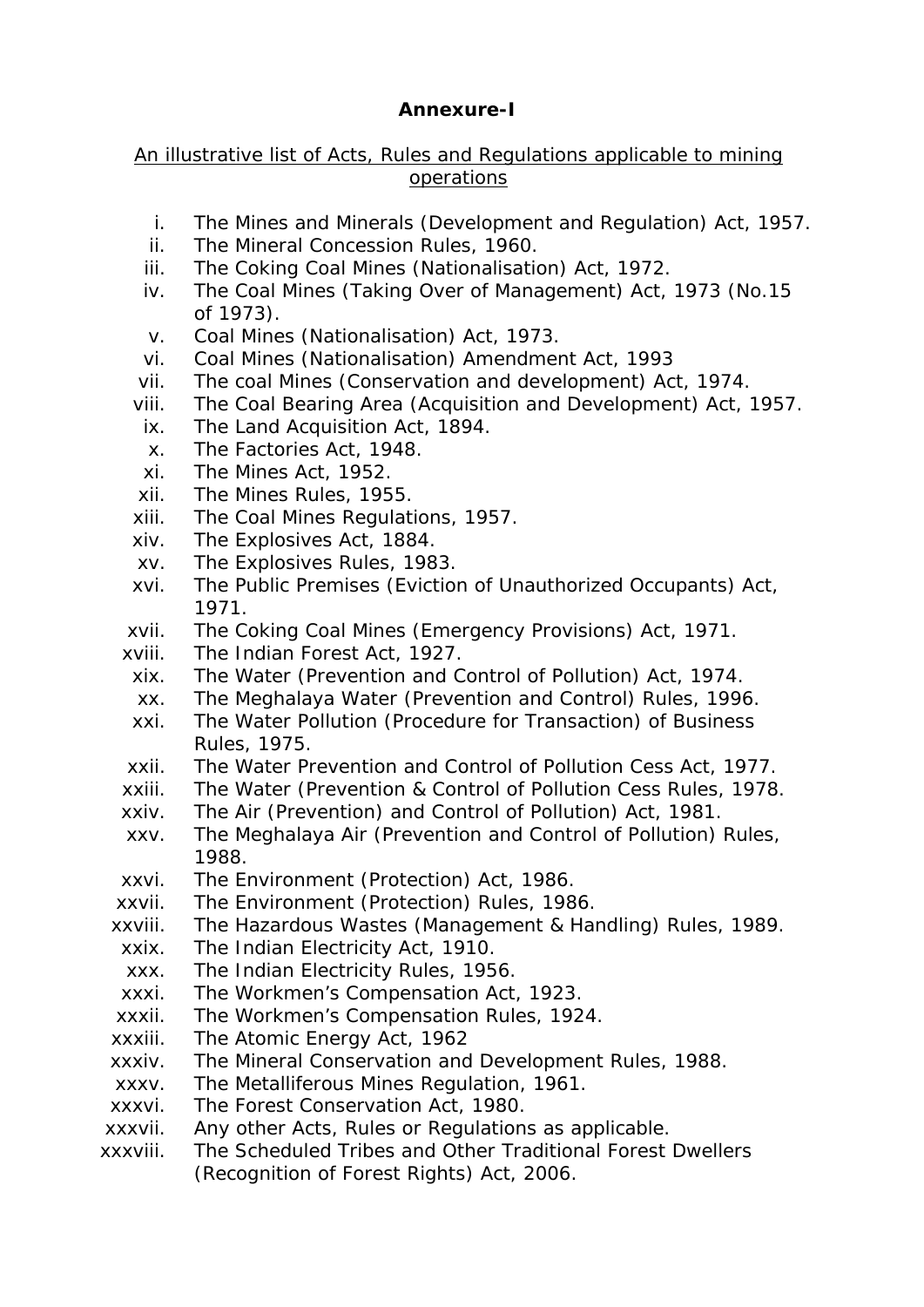**Annexure-I**

An illustrative list of Acts, Rules and Regulations applicable to mining operations

i. The Mines and Minerals (Development and Regulation) Act, 1957.
ii. The Mineral Concession Rules, 1960.
iii. The Coking Coal Mines (Nationalisation) Act, 1972.
iv. The Coal Mines (Taking Over of Management) Act, 1973 (No.15 of 1973).
v. Coal Mines (Nationalisation) Act, 1973.
vi. Coal Mines (Nationalisation) Amendment Act, 1993
vii. The coal Mines (Conservation and development) Act, 1974.
viii. The Coal Bearing Area (Acquisition and Development) Act, 1957.
ix. The Land Acquisition Act, 1894.
x. The Factories Act, 1948.
xi. The Mines Act, 1952.
xii. The Mines Rules, 1955.
xiii. The Coal Mines Regulations, 1957.
xiv. The Explosives Act, 1884.
xv. The Explosives Rules, 1983.
xvi. The Public Premises (Eviction of Unauthorized Occupants) Act, 1971.
xvii. The Coking Coal Mines (Emergency Provisions) Act, 1971.
xviii. The Indian Forest Act, 1927.
xix. The Water (Prevention and Control of Pollution) Act, 1974.
xx. The Meghalaya Water (Prevention and Control) Rules, 1996.
xxi. The Water Pollution (Procedure for Transaction) of Business Rules, 1975.
xxii. The Water Prevention and Control of Pollution Cess Act, 1977.
xxiii. The Water (Prevention & Control of Pollution Cess Rules, 1978.
xxiv. The Air (Prevention) and Control of Pollution) Act, 1981.
xxv. The Meghalaya Air (Prevention and Control of Pollution) Rules, 1988.
xxvi. The Environment (Protection) Act, 1986.
xxvii. The Environment (Protection) Rules, 1986.
xxviii. The Hazardous Wastes (Management & Handling) Rules, 1989.
xxix. The Indian Electricity Act, 1910.
xxx. The Indian Electricity Rules, 1956.
xxxi. The Workmen's Compensation Act, 1923.
xxxii. The Workmen's Compensation Rules, 1924.
xxxiii. The Atomic Energy Act, 1962
xxxiv. The Mineral Conservation and Development Rules, 1988.
xxxv. The Metalliferous Mines Regulation, 1961.
xxxvi. The Forest Conservation Act, 1980.
xxxvii. Any other Acts, Rules or Regulations as applicable.
xxxviii. The Scheduled Tribes and Other Traditional Forest Dwellers (Recognition of Forest Rights) Act, 2006.